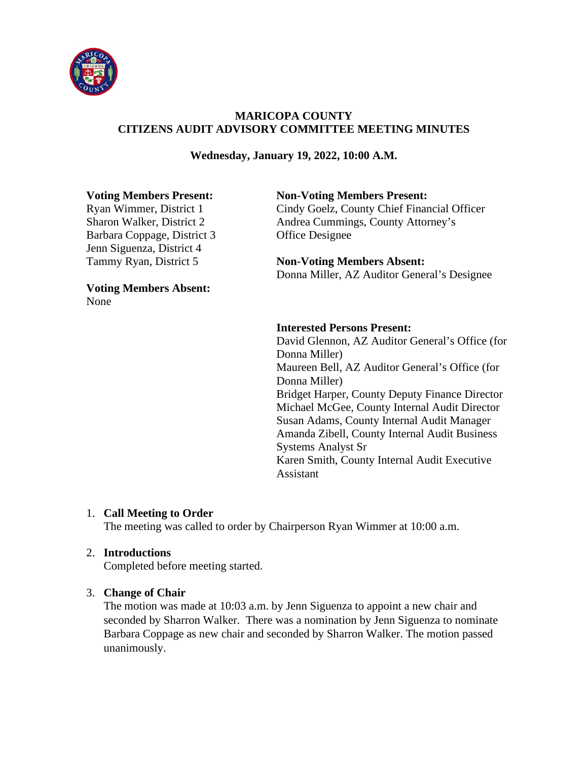# MARICOPA COUNTY
## CITIZENS AUDIT ADVISORY COMMITTEE MEETING MINUTES

**Wednesday, January 19, 2022, 10:00 A.M.**

**Voting Members Present:**
Ryan Wimmer, District 1
Sharon Walker, District 2
Barbara Coppage, District 3
Jenn Siguenza, District 4
Tammy Ryan, District 5

**Voting Members Absent:**
None

**Non-Voting Members Present:**
Cindy Goelz, County Chief Financial Officer
Andrea Cummings, County Attorney's Office Designee

**Non-Voting Members Absent:**
Donna Miller, AZ Auditor General's Designee

**Interested Persons Present:**
David Glennon, AZ Auditor General's Office (for Donna Miller)
Maureen Bell, AZ Auditor General's Office (for Donna Miller)
Bridget Harper, County Deputy Finance Director
Michael McGee, County Internal Audit Director
Susan Adams, County Internal Audit Manager
Amanda Zibell, County Internal Audit Business Systems Analyst Sr
Karen Smith, County Internal Audit Executive Assistant

1. **Call Meeting to Order**
   The meeting was called to order by Chairperson Ryan Wimmer at 10:00 a.m.

2. **Introductions**
   Completed before meeting started.

3. **Change of Chair**
   The motion was made at 10:03 a.m. by Jenn Siguenza to appoint a new chair and seconded by Sharron Walker. There was a nomination by Jenn Siguenza to nominate Barbara Coppage as new chair and seconded by Sharron Walker. The motion passed unanimously.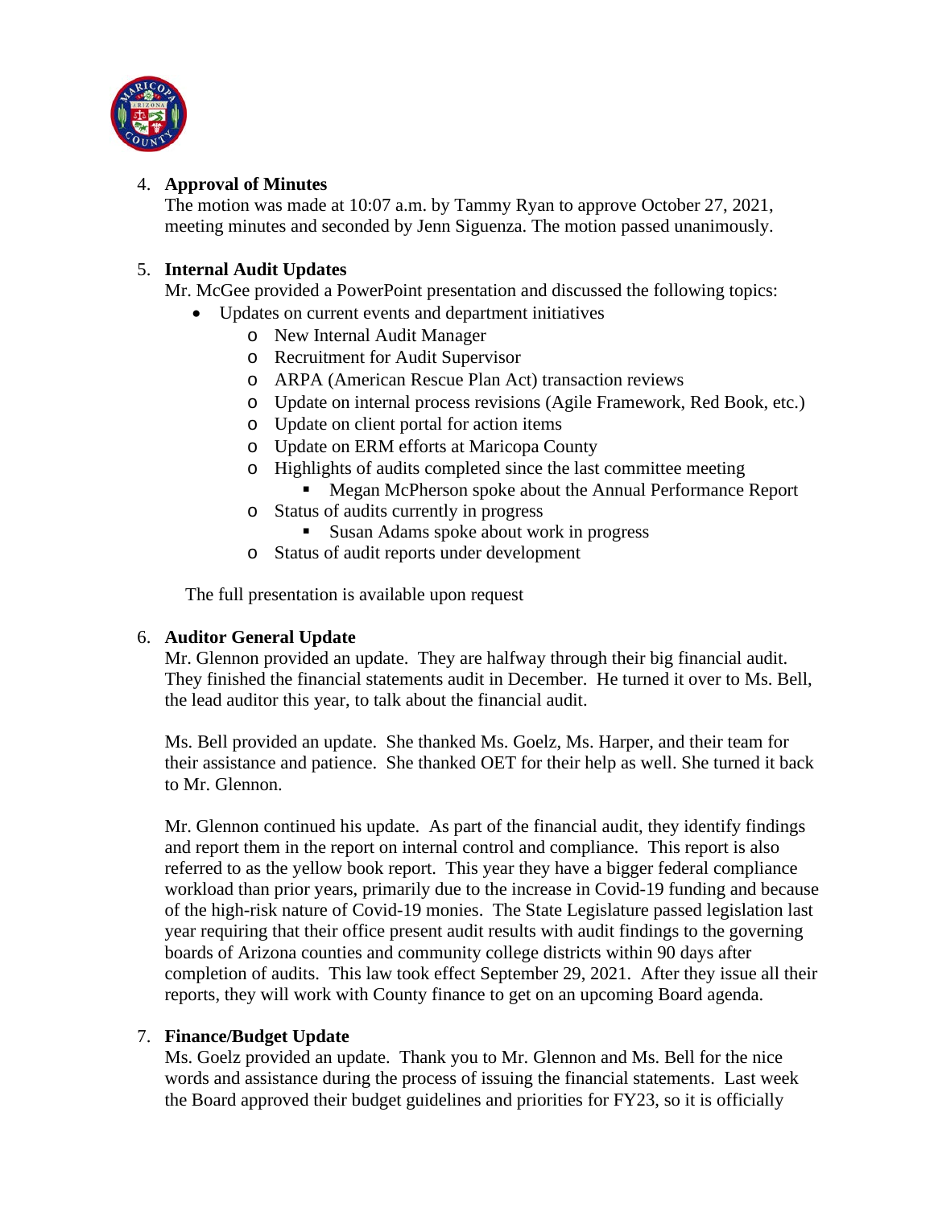4. **Approval of Minutes**
   The motion was made at 10:07 a.m. by Tammy Ryan to approve October 27, 2021, meeting minutes and seconded by Jenn Siguenza. The motion passed unanimously.

5. **Internal Audit Updates**
   Mr. McGee provided a PowerPoint presentation and discussed the following topics:
   - Updates on current events and department initiatives
     - New Internal Audit Manager
     - Recruitment for Audit Supervisor
     - ARPA (American Rescue Plan Act) transaction reviews
     - Update on internal process revisions (Agile Framework, Red Book, etc.)
     - Update on client portal for action items
     - Update on ERM efforts at Maricopa County
     - Highlights of audits completed since the last committee meeting
       - Megan McPherson spoke about the Annual Performance Report
     - Status of audits currently in progress
       - Susan Adams spoke about work in progress
     - Status of audit reports under development

   The full presentation is available upon request

6. **Auditor General Update**
   Mr. Glennon provided an update. They are halfway through their big financial audit. They finished the financial statements audit in December. He turned it over to Ms. Bell, the lead auditor this year, to talk about the financial audit.

   Ms. Bell provided an update. She thanked Ms. Goelz, Ms. Harper, and their team for their assistance and patience. She thanked OET for their help as well. She turned it back to Mr. Glennon.

   Mr. Glennon continued his update. As part of the financial audit, they identify findings and report them in the report on internal control and compliance. This report is also referred to as the yellow book report. This year they have a bigger federal compliance workload than prior years, primarily due to the increase in Covid-19 funding and because of the high-risk nature of Covid-19 monies. The State Legislature passed legislation last year requiring that their office present audit results with audit findings to the governing boards of Arizona counties and community college districts within 90 days after completion of audits. This law took effect September 29, 2021. After they issue all their reports, they will work with County finance to get on an upcoming Board agenda.

7. **Finance/Budget Update**
   Ms. Goelz provided an update. Thank you to Mr. Glennon and Ms. Bell for the nice words and assistance during the process of issuing the financial statements. Last week the Board approved their budget guidelines and priorities for FY23, so it is officially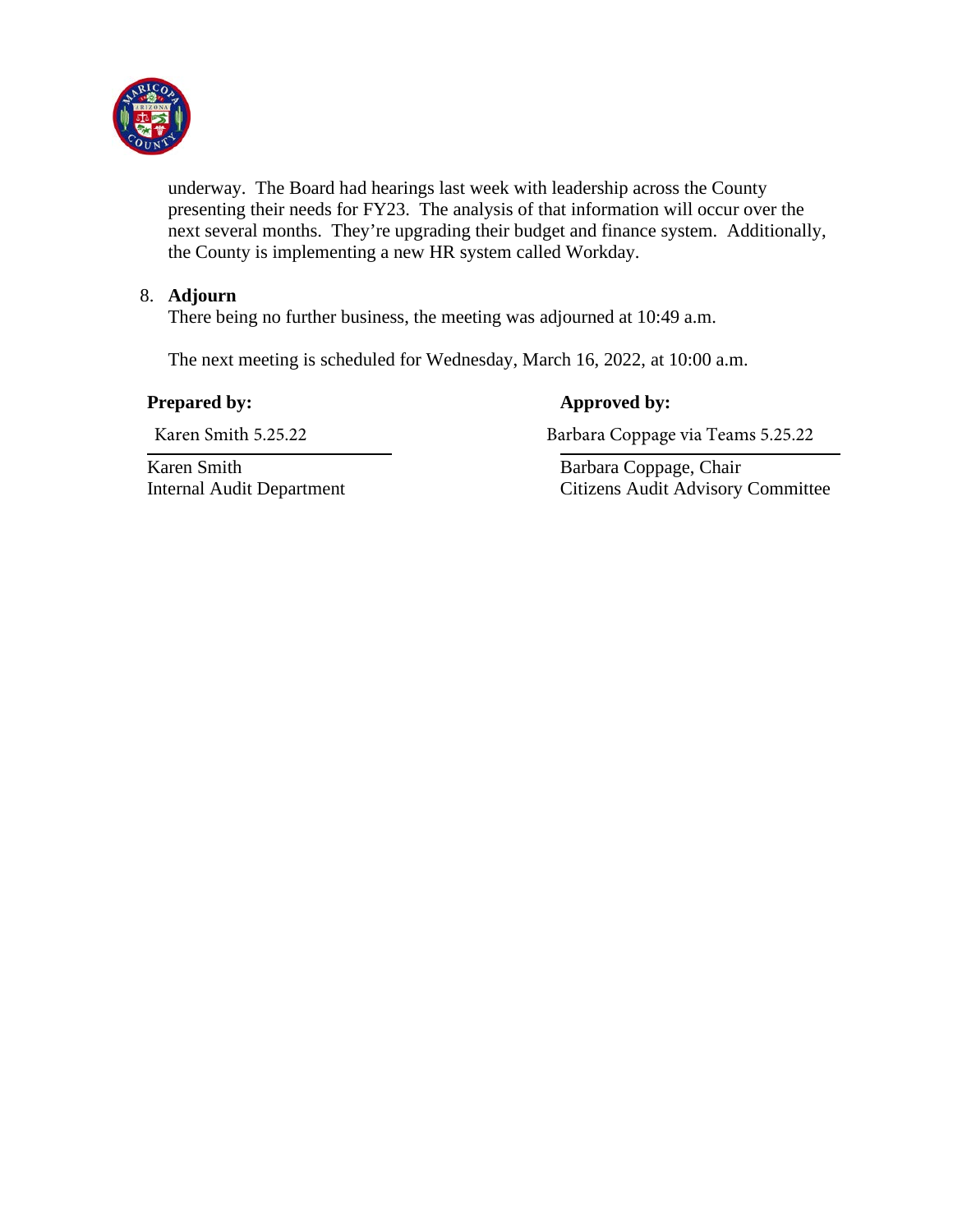underway. The Board had hearings last week with leadership across the County presenting their needs for FY23. The analysis of that information will occur over the next several months. They're upgrading their budget and finance system. Additionally, the County is implementing a new HR system called Workday.

8. **Adjourn**

   There being no further business, the meeting was adjourned at 10:49 a.m.

   The next meeting is scheduled for Wednesday, March 16, 2022, at 10:00 a.m.

**Prepared by:**

Karen Smith 5.25.22

Karen Smith
Internal Audit Department

**Approved by:**

Barbara Coppage via Teams 5.25.22

Barbara Coppage, Chair
Citizens Audit Advisory Committee